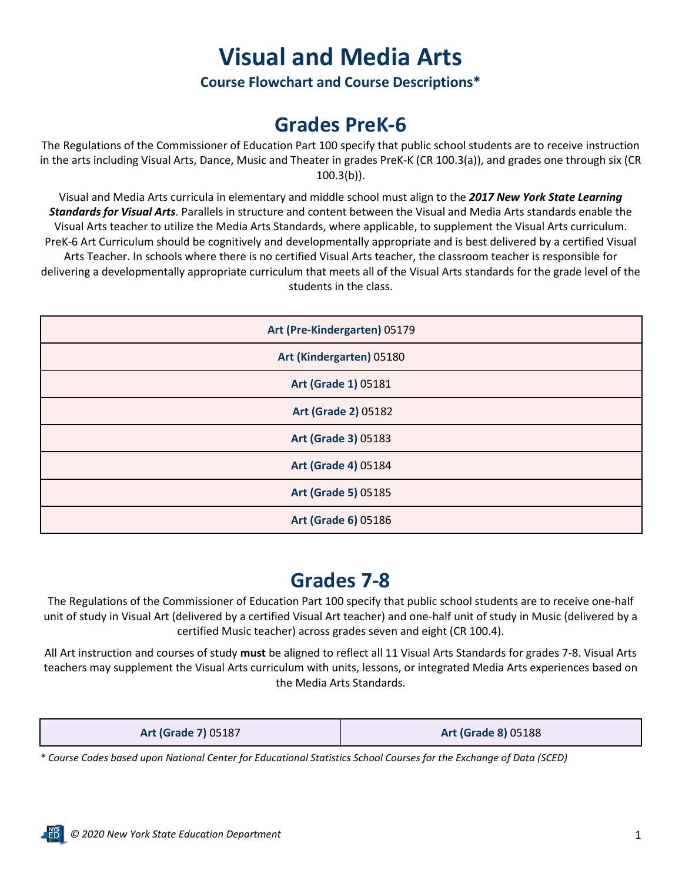# Visual and Media Arts

### Course Flowchart and Course Descriptions*

## Grades PreK-6

The Regulations of the Commissioner of Education Part 100 specify that public school students are to receive instruction in the arts including Visual Arts, Dance, Music and Theater in grades PreK-K (CR 100.3(a)), and grades one through six (CR 100.3(b)).

Visual and Media Arts curricula in elementary and middle school must align to the ***2017 New York State Learning Standards for Visual Arts***. Parallels in structure and content between the Visual and Media Arts standards enable the Visual Arts teacher to utilize the Media Arts Standards, where applicable, to supplement the Visual Arts curriculum. PreK-6 Art Curriculum should be cognitively and developmentally appropriate and is best delivered by a certified Visual Arts Teacher. In schools where there is no certified Visual Arts teacher, the classroom teacher is responsible for delivering a developmentally appropriate curriculum that meets all of the Visual Arts standards for the grade level of the students in the class.

| Course |
|---|
| **Art (Pre-Kindergarten)** 05179 |
| **Art (Kindergarten)** 05180 |
| **Art (Grade 1)** 05181 |
| **Art (Grade 2)** 05182 |
| **Art (Grade 3)** 05183 |
| **Art (Grade 4)** 05184 |
| **Art (Grade 5)** 05185 |
| **Art (Grade 6)** 05186 |

## Grades 7-8

The Regulations of the Commissioner of Education Part 100 specify that public school students are to receive one-half unit of study in Visual Art (delivered by a certified Visual Art teacher) and one-half unit of study in Music (delivered by a certified Music teacher) across grades seven and eight (CR 100.4).

All Art instruction and courses of study **must** be aligned to reflect all 11 Visual Arts Standards for grades 7-8. Visual Arts teachers may supplement the Visual Arts curriculum with units, lessons, or integrated Media Arts experiences based on the Media Arts Standards.

| **Art (Grade 7)** 05187 | **Art (Grade 8)** 05188 |
|---|---|

*\* Course Codes based upon National Center for Educational Statistics School Courses for the Exchange of Data (SCED)*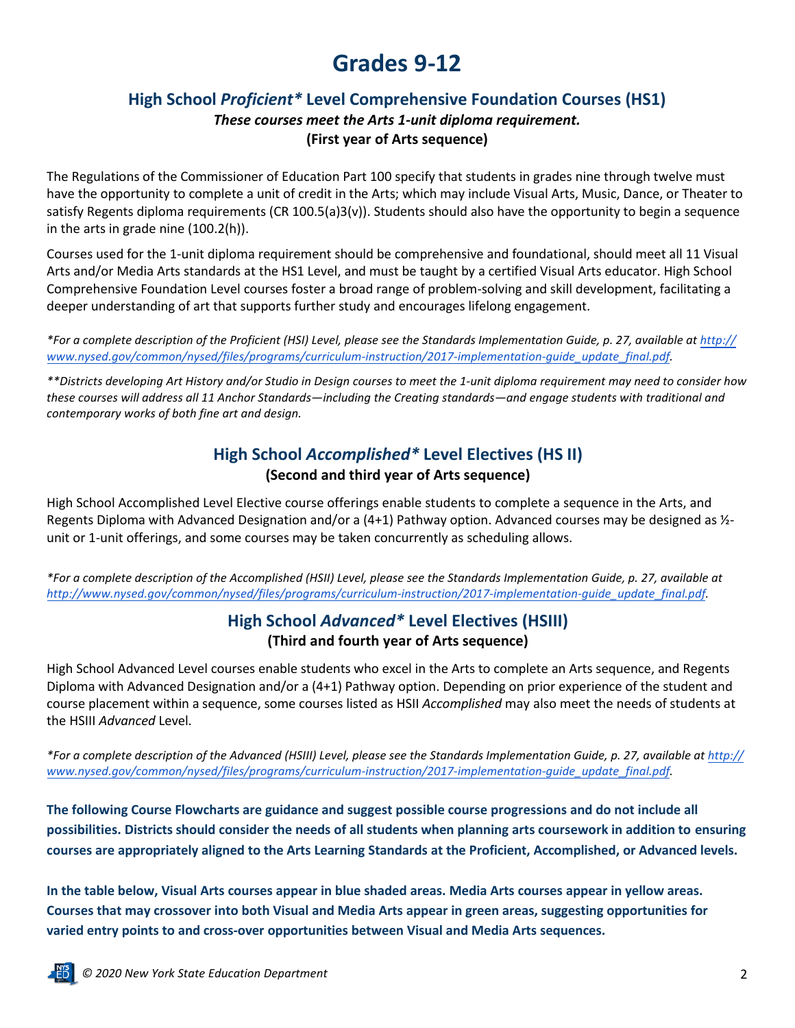# Grades 9-12

## High School *Proficient\** Level Comprehensive Foundation Courses (HS1)

***These courses meet the Arts 1-unit diploma requirement.***

**(First year of Arts sequence)**

The Regulations of the Commissioner of Education Part 100 specify that students in grades nine through twelve must have the opportunity to complete a unit of credit in the Arts; which may include Visual Arts, Music, Dance, or Theater to satisfy Regents diploma requirements (CR 100.5(a)3(v)). Students should also have the opportunity to begin a sequence in the arts in grade nine (100.2(h)).

Courses used for the 1-unit diploma requirement should be comprehensive and foundational, should meet all 11 Visual Arts and/or Media Arts standards at the HS1 Level, and must be taught by a certified Visual Arts educator. High School Comprehensive Foundation Level courses foster a broad range of problem-solving and skill development, facilitating a deeper understanding of art that supports further study and encourages lifelong engagement.

*\*For a complete description of the Proficient (HSI) Level, please see the Standards Implementation Guide, p. 27, available at [http://www.nysed.gov/common/nysed/files/programs/curriculum-instruction/2017-implementation-guide_update_final.pdf](http://www.nysed.gov/common/nysed/files/programs/curriculum-instruction/2017-implementation-guide_update_final.pdf).*

*\*\*Districts developing Art History and/or Studio in Design courses to meet the 1-unit diploma requirement may need to consider how these courses will address all 11 Anchor Standards—including the Creating standards—and engage students with traditional and contemporary works of both fine art and design.*

## High School *Accomplished\** Level Electives (HS II)

**(Second and third year of Arts sequence)**

High School Accomplished Level Elective course offerings enable students to complete a sequence in the Arts, and Regents Diploma with Advanced Designation and/or a (4+1) Pathway option. Advanced courses may be designed as ½-unit or 1-unit offerings, and some courses may be taken concurrently as scheduling allows.

*\*For a complete description of the Accomplished (HSII) Level, please see the Standards Implementation Guide, p. 27, available at [http://www.nysed.gov/common/nysed/files/programs/curriculum-instruction/2017-implementation-guide_update_final.pdf](http://www.nysed.gov/common/nysed/files/programs/curriculum-instruction/2017-implementation-guide_update_final.pdf).*

## High School *Advanced\** Level Electives (HSIII)

**(Third and fourth year of Arts sequence)**

High School Advanced Level courses enable students who excel in the Arts to complete an Arts sequence, and Regents Diploma with Advanced Designation and/or a (4+1) Pathway option. Depending on prior experience of the student and course placement within a sequence, some courses listed as HSII *Accomplished* may also meet the needs of students at the HSIII *Advanced* Level.

*\*For a complete description of the Advanced (HSIII) Level, please see the Standards Implementation Guide, p. 27, available at [http://www.nysed.gov/common/nysed/files/programs/curriculum-instruction/2017-implementation-guide_update_final.pdf](http://www.nysed.gov/common/nysed/files/programs/curriculum-instruction/2017-implementation-guide_update_final.pdf).*

**The following Course Flowcharts are guidance and suggest possible course progressions and do not include all possibilities. Districts should consider the needs of all students when planning arts coursework in addition to ensuring courses are appropriately aligned to the Arts Learning Standards at the Proficient, Accomplished, or Advanced levels.**

**In the table below, Visual Arts courses appear in blue shaded areas. Media Arts courses appear in yellow areas. Courses that may crossover into both Visual and Media Arts appear in green areas, suggesting opportunities for varied entry points to and cross-over opportunities between Visual and Media Arts sequences.**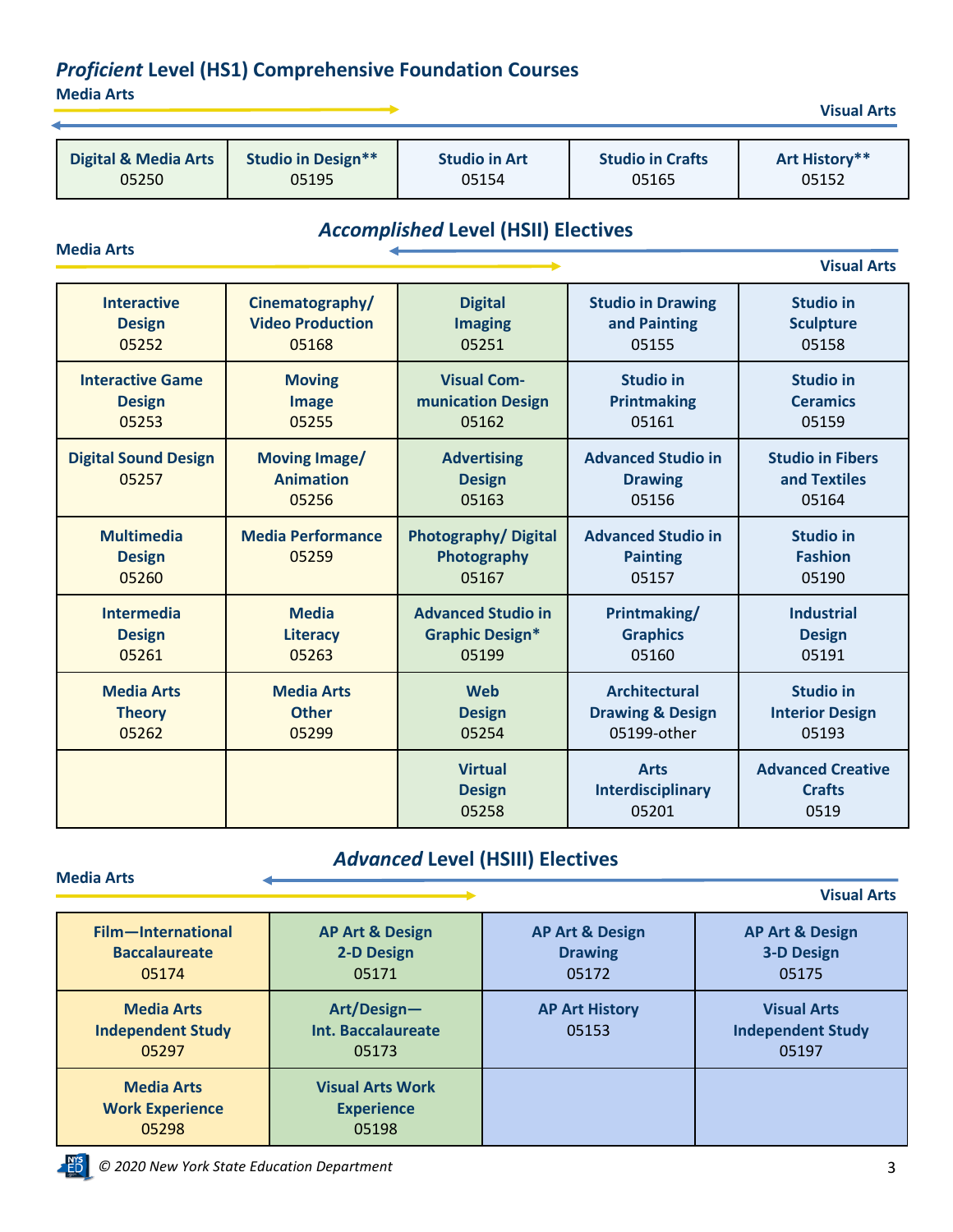## *Proficient* Level (HS1) Comprehensive Foundation Courses

Media Arts → ← Visual Arts

| Digital & Media Arts 05250 | Studio in Design** 05195 | Studio in Art 05154 | Studio in Crafts 05165 | Art History** 05152 |
|---|---|---|---|---|

## *Accomplished* Level (HSII) Electives

Media Arts → ← Visual Arts

| | | | | |
|---|---|---|---|---|
| Interactive Design 05252 | Cinematography/ Video Production 05168 | Digital Imaging 05251 | Studio in Drawing and Painting 05155 | Studio in Sculpture 05158 |
| Interactive Game Design 05253 | Moving Image 05255 | Visual Com-munication Design 05162 | Studio in Printmaking 05161 | Studio in Ceramics 05159 |
| Digital Sound Design 05257 | Moving Image/ Animation 05256 | Advertising Design 05163 | Advanced Studio in Drawing 05156 | Studio in Fibers and Textiles 05164 |
| Multimedia Design 05260 | Media Performance 05259 | Photography/ Digital Photography 05167 | Advanced Studio in Painting 05157 | Studio in Fashion 05190 |
| Intermedia Design 05261 | Media Literacy 05263 | Advanced Studio in Graphic Design* 05199 | Printmaking/ Graphics 05160 | Industrial Design 05191 |
| Media Arts Theory 05262 | Media Arts Other 05299 | Web Design 05254 | Architectural Drawing & Design 05199-other | Studio in Interior Design 05193 |
| | | Virtual Design 05258 | Arts Interdisciplinary 05201 | Advanced Creative Crafts 0519 |

## *Advanced* Level (HSIII) Electives

Media Arts → ← Visual Arts

| | | | |
|---|---|---|---|
| Film—International Baccalaureate 05174 | AP Art & Design 2-D Design 05171 | AP Art & Design Drawing 05172 | AP Art & Design 3-D Design 05175 |
| Media Arts Independent Study 05297 | Art/Design—Int. Baccalaureate 05173 | AP Art History 05153 | Visual Arts Independent Study 05197 |
| Media Arts Work Experience 05298 | Visual Arts Work Experience 05198 | | |

© 2020 New York State Education Department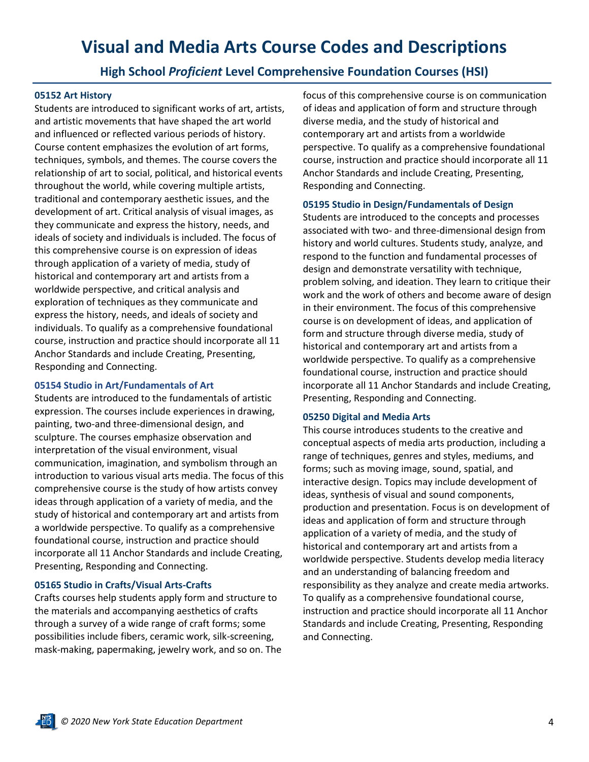# Visual and Media Arts Course Codes and Descriptions

## High School *Proficient* Level Comprehensive Foundation Courses (HSI)

### 05152 Art History

Students are introduced to significant works of art, artists, and artistic movements that have shaped the art world and influenced or reflected various periods of history. Course content emphasizes the evolution of art forms, techniques, symbols, and themes. The course covers the relationship of art to social, political, and historical events throughout the world, while covering multiple artists, traditional and contemporary aesthetic issues, and the development of art. Critical analysis of visual images, as they communicate and express the history, needs, and ideals of society and individuals is included. The focus of this comprehensive course is on expression of ideas through application of a variety of media, study of historical and contemporary art and artists from a worldwide perspective, and critical analysis and exploration of techniques as they communicate and express the history, needs, and ideals of society and individuals. To qualify as a comprehensive foundational course, instruction and practice should incorporate all 11 Anchor Standards and include Creating, Presenting, Responding and Connecting.

### 05154 Studio in Art/Fundamentals of Art

Students are introduced to the fundamentals of artistic expression. The courses include experiences in drawing, painting, two-and three-dimensional design, and sculpture. The courses emphasize observation and interpretation of the visual environment, visual communication, imagination, and symbolism through an introduction to various visual arts media. The focus of this comprehensive course is the study of how artists convey ideas through application of a variety of media, and the study of historical and contemporary art and artists from a worldwide perspective. To qualify as a comprehensive foundational course, instruction and practice should incorporate all 11 Anchor Standards and include Creating, Presenting, Responding and Connecting.

### 05165 Studio in Crafts/Visual Arts-Crafts

Crafts courses help students apply form and structure to the materials and accompanying aesthetics of crafts through a survey of a wide range of craft forms; some possibilities include fibers, ceramic work, silk-screening, mask-making, papermaking, jewelry work, and so on. The focus of this comprehensive course is on communication of ideas and application of form and structure through diverse media, and the study of historical and contemporary art and artists from a worldwide perspective. To qualify as a comprehensive foundational course, instruction and practice should incorporate all 11 Anchor Standards and include Creating, Presenting, Responding and Connecting.

### 05195 Studio in Design/Fundamentals of Design

Students are introduced to the concepts and processes associated with two- and three-dimensional design from history and world cultures. Students study, analyze, and respond to the function and fundamental processes of design and demonstrate versatility with technique, problem solving, and ideation. They learn to critique their work and the work of others and become aware of design in their environment. The focus of this comprehensive course is on development of ideas, and application of form and structure through diverse media, study of historical and contemporary art and artists from a worldwide perspective. To qualify as a comprehensive foundational course, instruction and practice should incorporate all 11 Anchor Standards and include Creating, Presenting, Responding and Connecting.

### 05250 Digital and Media Arts

This course introduces students to the creative and conceptual aspects of media arts production, including a range of techniques, genres and styles, mediums, and forms; such as moving image, sound, spatial, and interactive design. Topics may include development of ideas, synthesis of visual and sound components, production and presentation. Focus is on development of ideas and application of form and structure through application of a variety of media, and the study of historical and contemporary art and artists from a worldwide perspective. Students develop media literacy and an understanding of balancing freedom and responsibility as they analyze and create media artworks. To qualify as a comprehensive foundational course, instruction and practice should incorporate all 11 Anchor Standards and include Creating, Presenting, Responding and Connecting.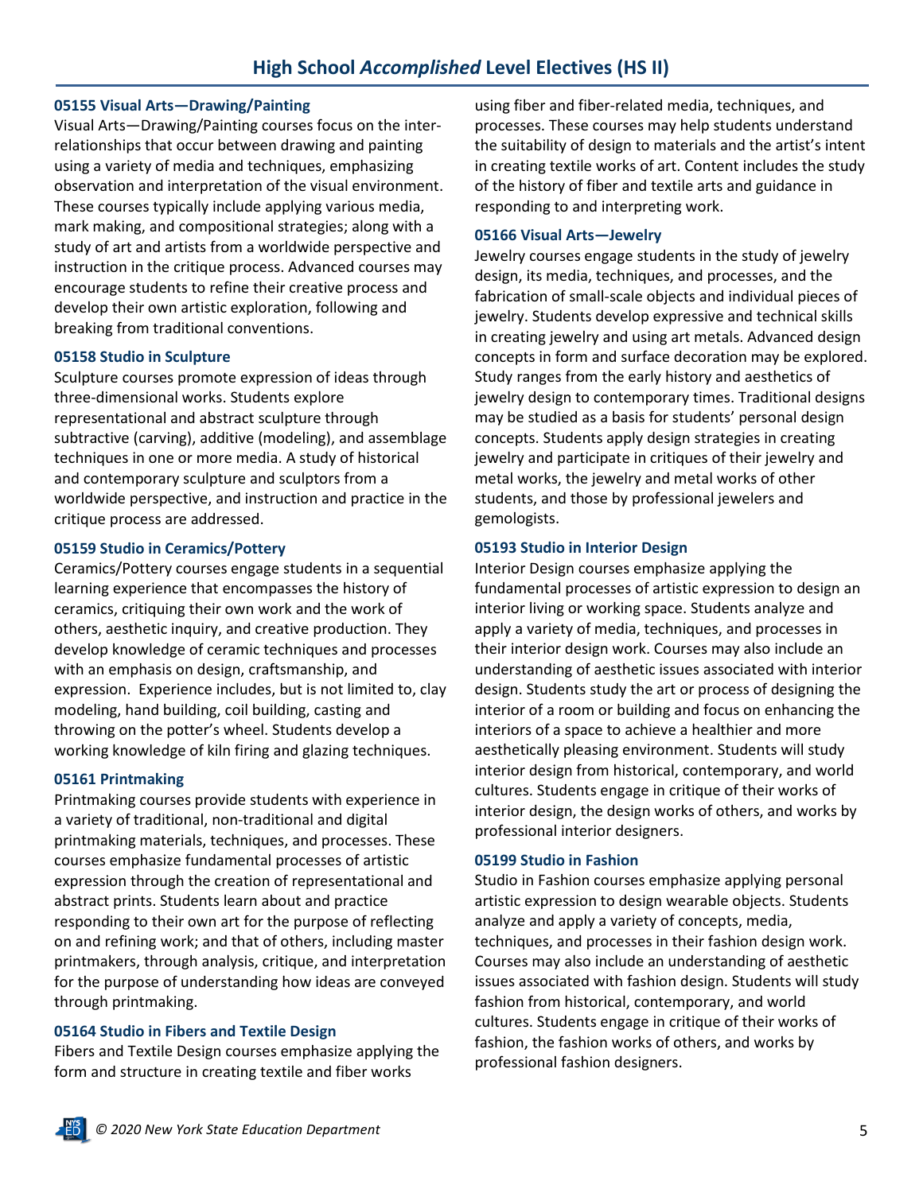# High School *Accomplished* Level Electives (HS II)

### 05155 Visual Arts—Drawing/Painting

Visual Arts—Drawing/Painting courses focus on the interrelationships that occur between drawing and painting using a variety of media and techniques, emphasizing observation and interpretation of the visual environment. These courses typically include applying various media, mark making, and compositional strategies; along with a study of art and artists from a worldwide perspective and instruction in the critique process. Advanced courses may encourage students to refine their creative process and develop their own artistic exploration, following and breaking from traditional conventions.

### 05158 Studio in Sculpture

Sculpture courses promote expression of ideas through three-dimensional works. Students explore representational and abstract sculpture through subtractive (carving), additive (modeling), and assemblage techniques in one or more media. A study of historical and contemporary sculpture and sculptors from a worldwide perspective, and instruction and practice in the critique process are addressed.

### 05159 Studio in Ceramics/Pottery

Ceramics/Pottery courses engage students in a sequential learning experience that encompasses the history of ceramics, critiquing their own work and the work of others, aesthetic inquiry, and creative production. They develop knowledge of ceramic techniques and processes with an emphasis on design, craftsmanship, and expression. Experience includes, but is not limited to, clay modeling, hand building, coil building, casting and throwing on the potter's wheel. Students develop a working knowledge of kiln firing and glazing techniques.

### 05161 Printmaking

Printmaking courses provide students with experience in a variety of traditional, non-traditional and digital printmaking materials, techniques, and processes. These courses emphasize fundamental processes of artistic expression through the creation of representational and abstract prints. Students learn about and practice responding to their own art for the purpose of reflecting on and refining work; and that of others, including master printmakers, through analysis, critique, and interpretation for the purpose of understanding how ideas are conveyed through printmaking.

### 05164 Studio in Fibers and Textile Design

Fibers and Textile Design courses emphasize applying the form and structure in creating textile and fiber works using fiber and fiber-related media, techniques, and processes. These courses may help students understand the suitability of design to materials and the artist's intent in creating textile works of art. Content includes the study of the history of fiber and textile arts and guidance in responding to and interpreting work.

### 05166 Visual Arts—Jewelry

Jewelry courses engage students in the study of jewelry design, its media, techniques, and processes, and the fabrication of small-scale objects and individual pieces of jewelry. Students develop expressive and technical skills in creating jewelry and using art metals. Advanced design concepts in form and surface decoration may be explored. Study ranges from the early history and aesthetics of jewelry design to contemporary times. Traditional designs may be studied as a basis for students' personal design concepts. Students apply design strategies in creating jewelry and participate in critiques of their jewelry and metal works, the jewelry and metal works of other students, and those by professional jewelers and gemologists.

### 05193 Studio in Interior Design

Interior Design courses emphasize applying the fundamental processes of artistic expression to design an interior living or working space. Students analyze and apply a variety of media, techniques, and processes in their interior design work. Courses may also include an understanding of aesthetic issues associated with interior design. Students study the art or process of designing the interior of a room or building and focus on enhancing the interiors of a space to achieve a healthier and more aesthetically pleasing environment. Students will study interior design from historical, contemporary, and world cultures. Students engage in critique of their works of interior design, the design works of others, and works by professional interior designers.

### 05199 Studio in Fashion

Studio in Fashion courses emphasize applying personal artistic expression to design wearable objects. Students analyze and apply a variety of concepts, media, techniques, and processes in their fashion design work. Courses may also include an understanding of aesthetic issues associated with fashion design. Students will study fashion from historical, contemporary, and world cultures. Students engage in critique of their works of fashion, the fashion works of others, and works by professional fashion designers.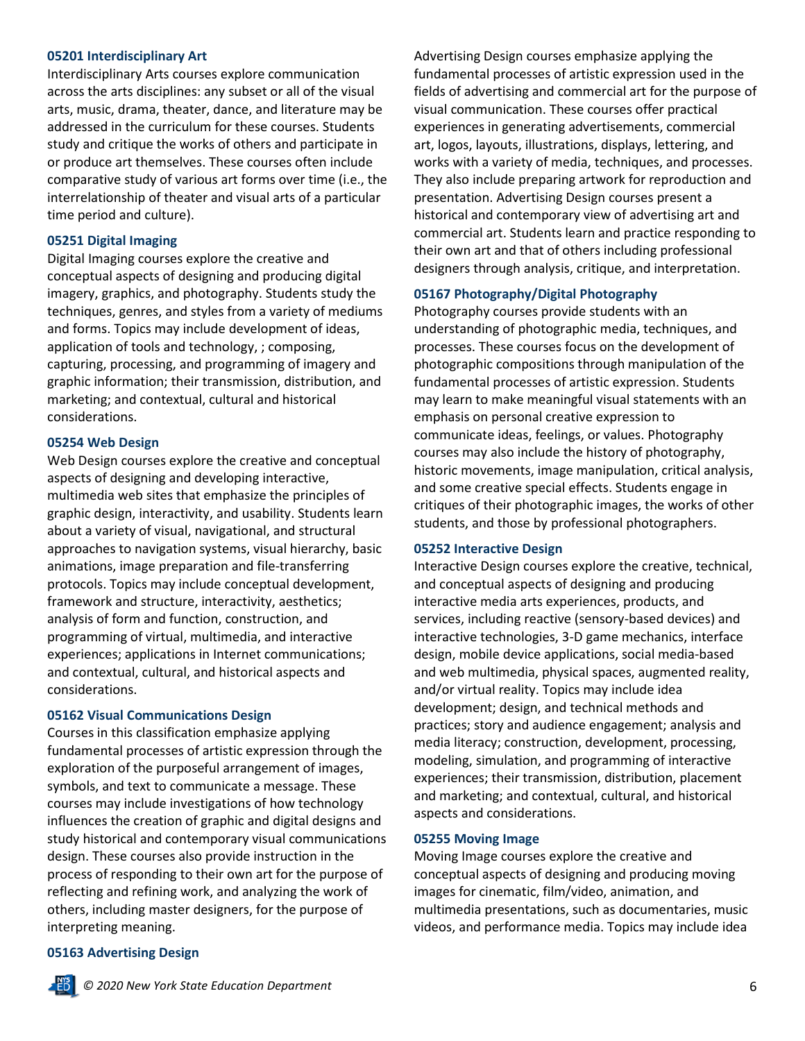### 05201 Interdisciplinary Art

Interdisciplinary Arts courses explore communication across the arts disciplines: any subset or all of the visual arts, music, drama, theater, dance, and literature may be addressed in the curriculum for these courses. Students study and critique the works of others and participate in or produce art themselves. These courses often include comparative study of various art forms over time (i.e., the interrelationship of theater and visual arts of a particular time period and culture).

### 05251 Digital Imaging

Digital Imaging courses explore the creative and conceptual aspects of designing and producing digital imagery, graphics, and photography. Students study the techniques, genres, and styles from a variety of mediums and forms. Topics may include development of ideas, application of tools and technology, ; composing, capturing, processing, and programming of imagery and graphic information; their transmission, distribution, and marketing; and contextual, cultural and historical considerations.

### 05254 Web Design

Web Design courses explore the creative and conceptual aspects of designing and developing interactive, multimedia web sites that emphasize the principles of graphic design, interactivity, and usability. Students learn about a variety of visual, navigational, and structural approaches to navigation systems, visual hierarchy, basic animations, image preparation and file-transferring protocols. Topics may include conceptual development, framework and structure, interactivity, aesthetics; analysis of form and function, construction, and programming of virtual, multimedia, and interactive experiences; applications in Internet communications; and contextual, cultural, and historical aspects and considerations.

### 05162 Visual Communications Design

Courses in this classification emphasize applying fundamental processes of artistic expression through the exploration of the purposeful arrangement of images, symbols, and text to communicate a message. These courses may include investigations of how technology influences the creation of graphic and digital designs and study historical and contemporary visual communications design. These courses also provide instruction in the process of responding to their own art for the purpose of reflecting and refining work, and analyzing the work of others, including master designers, for the purpose of interpreting meaning.

### 05163 Advertising Design

Advertising Design courses emphasize applying the fundamental processes of artistic expression used in the fields of advertising and commercial art for the purpose of visual communication. These courses offer practical experiences in generating advertisements, commercial art, logos, layouts, illustrations, displays, lettering, and works with a variety of media, techniques, and processes. They also include preparing artwork for reproduction and presentation. Advertising Design courses present a historical and contemporary view of advertising art and commercial art. Students learn and practice responding to their own art and that of others including professional designers through analysis, critique, and interpretation.

### 05167 Photography/Digital Photography

Photography courses provide students with an understanding of photographic media, techniques, and processes. These courses focus on the development of photographic compositions through manipulation of the fundamental processes of artistic expression. Students may learn to make meaningful visual statements with an emphasis on personal creative expression to communicate ideas, feelings, or values. Photography courses may also include the history of photography, historic movements, image manipulation, critical analysis, and some creative special effects. Students engage in critiques of their photographic images, the works of other students, and those by professional photographers.

### 05252 Interactive Design

Interactive Design courses explore the creative, technical, and conceptual aspects of designing and producing interactive media arts experiences, products, and services, including reactive (sensory-based devices) and interactive technologies, 3-D game mechanics, interface design, mobile device applications, social media-based and web multimedia, physical spaces, augmented reality, and/or virtual reality. Topics may include idea development; design, and technical methods and practices; story and audience engagement; analysis and media literacy; construction, development, processing, modeling, simulation, and programming of interactive experiences; their transmission, distribution, placement and marketing; and contextual, cultural, and historical aspects and considerations.

### 05255 Moving Image

Moving Image courses explore the creative and conceptual aspects of designing and producing moving images for cinematic, film/video, animation, and multimedia presentations, such as documentaries, music videos, and performance media. Topics may include idea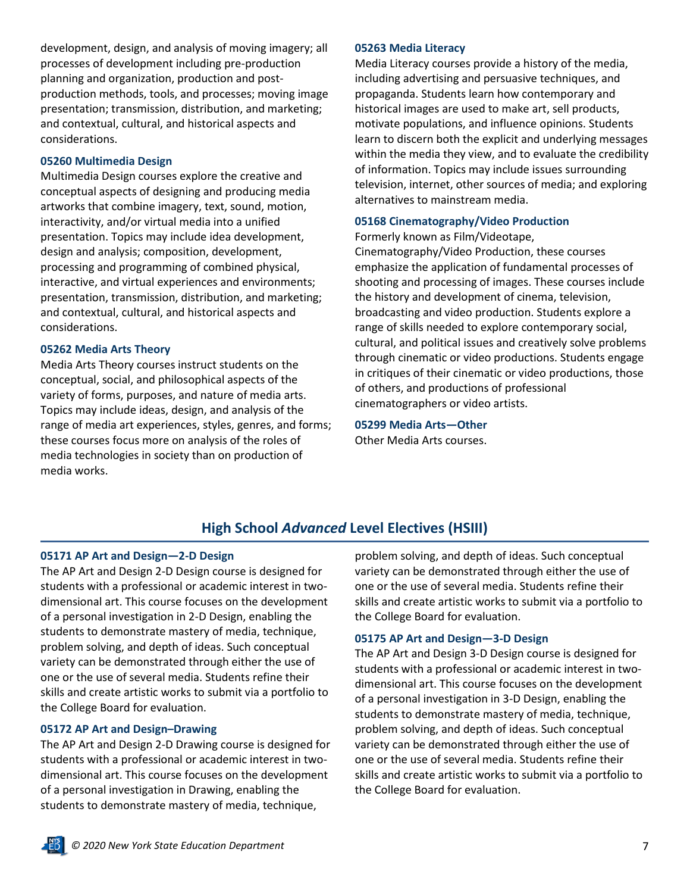development, design, and analysis of moving imagery; all processes of development including pre-production planning and organization, production and post-production methods, tools, and processes; moving image presentation; transmission, distribution, and marketing; and contextual, cultural, and historical aspects and considerations.

#### 05260 Multimedia Design

Multimedia Design courses explore the creative and conceptual aspects of designing and producing media artworks that combine imagery, text, sound, motion, interactivity, and/or virtual media into a unified presentation. Topics may include idea development, design and analysis; composition, development, processing and programming of combined physical, interactive, and virtual experiences and environments; presentation, transmission, distribution, and marketing; and contextual, cultural, and historical aspects and considerations.

#### 05262 Media Arts Theory

Media Arts Theory courses instruct students on the conceptual, social, and philosophical aspects of the variety of forms, purposes, and nature of media arts. Topics may include ideas, design, and analysis of the range of media art experiences, styles, genres, and forms; these courses focus more on analysis of the roles of media technologies in society than on production of media works.

#### 05263 Media Literacy

Media Literacy courses provide a history of the media, including advertising and persuasive techniques, and propaganda. Students learn how contemporary and historical images are used to make art, sell products, motivate populations, and influence opinions. Students learn to discern both the explicit and underlying messages within the media they view, and to evaluate the credibility of information. Topics may include issues surrounding television, internet, other sources of media; and exploring alternatives to mainstream media.

#### 05168 Cinematography/Video Production

Formerly known as Film/Videotape, Cinematography/Video Production, these courses emphasize the application of fundamental processes of shooting and processing of images. These courses include the history and development of cinema, television, broadcasting and video production. Students explore a range of skills needed to explore contemporary social, cultural, and political issues and creatively solve problems through cinematic or video productions. Students engage in critiques of their cinematic or video productions, those of others, and productions of professional cinematographers or video artists.

#### 05299 Media Arts—Other

Other Media Arts courses.

## High School *Advanced* Level Electives (HSIII)

#### 05171 AP Art and Design—2-D Design

The AP Art and Design 2-D Design course is designed for students with a professional or academic interest in two-dimensional art. This course focuses on the development of a personal investigation in 2-D Design, enabling the students to demonstrate mastery of media, technique, problem solving, and depth of ideas. Such conceptual variety can be demonstrated through either the use of one or the use of several media. Students refine their skills and create artistic works to submit via a portfolio to the College Board for evaluation.

#### 05172 AP Art and Design–Drawing

The AP Art and Design 2-D Drawing course is designed for students with a professional or academic interest in two-dimensional art. This course focuses on the development of a personal investigation in Drawing, enabling the students to demonstrate mastery of media, technique, problem solving, and depth of ideas. Such conceptual variety can be demonstrated through either the use of one or the use of several media. Students refine their skills and create artistic works to submit via a portfolio to the College Board for evaluation.

#### 05175 AP Art and Design—3-D Design

The AP Art and Design 3-D Design course is designed for students with a professional or academic interest in two-dimensional art. This course focuses on the development of a personal investigation in 3-D Design, enabling the students to demonstrate mastery of media, technique, problem solving, and depth of ideas. Such conceptual variety can be demonstrated through either the use of one or the use of several media. Students refine their skills and create artistic works to submit via a portfolio to the College Board for evaluation.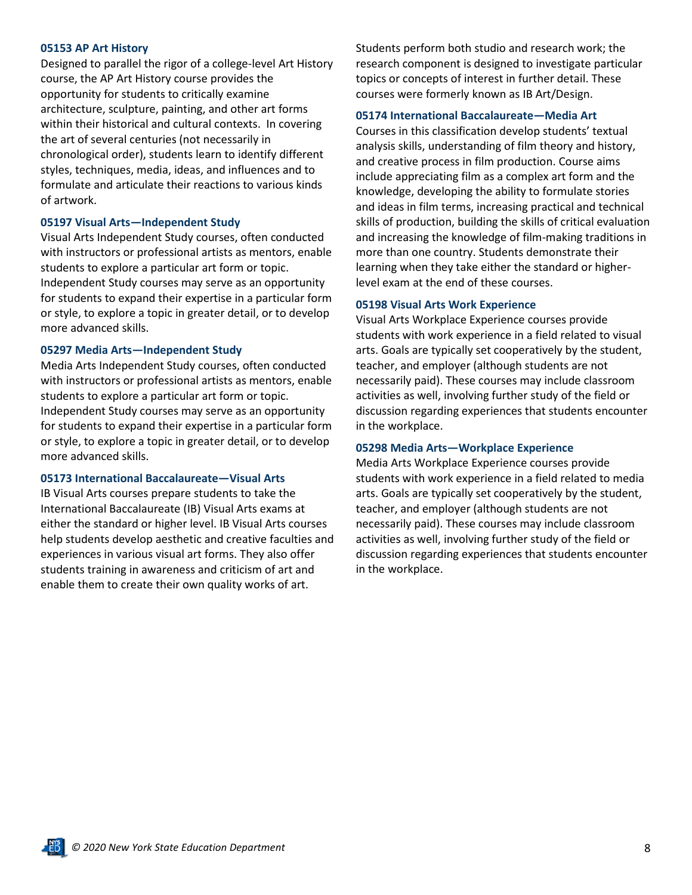### 05153 AP Art History

Designed to parallel the rigor of a college-level Art History course, the AP Art History course provides the opportunity for students to critically examine architecture, sculpture, painting, and other art forms within their historical and cultural contexts. In covering the art of several centuries (not necessarily in chronological order), students learn to identify different styles, techniques, media, ideas, and influences and to formulate and articulate their reactions to various kinds of artwork.

### 05197 Visual Arts—Independent Study

Visual Arts Independent Study courses, often conducted with instructors or professional artists as mentors, enable students to explore a particular art form or topic. Independent Study courses may serve as an opportunity for students to expand their expertise in a particular form or style, to explore a topic in greater detail, or to develop more advanced skills.

### 05297 Media Arts—Independent Study

Media Arts Independent Study courses, often conducted with instructors or professional artists as mentors, enable students to explore a particular art form or topic. Independent Study courses may serve as an opportunity for students to expand their expertise in a particular form or style, to explore a topic in greater detail, or to develop more advanced skills.

### 05173 International Baccalaureate—Visual Arts

IB Visual Arts courses prepare students to take the International Baccalaureate (IB) Visual Arts exams at either the standard or higher level. IB Visual Arts courses help students develop aesthetic and creative faculties and experiences in various visual art forms. They also offer students training in awareness and criticism of art and enable them to create their own quality works of art. Students perform both studio and research work; the research component is designed to investigate particular topics or concepts of interest in further detail. These courses were formerly known as IB Art/Design.

### 05174 International Baccalaureate—Media Art

Courses in this classification develop students' textual analysis skills, understanding of film theory and history, and creative process in film production. Course aims include appreciating film as a complex art form and the knowledge, developing the ability to formulate stories and ideas in film terms, increasing practical and technical skills of production, building the skills of critical evaluation and increasing the knowledge of film-making traditions in more than one country. Students demonstrate their learning when they take either the standard or higher-level exam at the end of these courses.

### 05198 Visual Arts Work Experience

Visual Arts Workplace Experience courses provide students with work experience in a field related to visual arts. Goals are typically set cooperatively by the student, teacher, and employer (although students are not necessarily paid). These courses may include classroom activities as well, involving further study of the field or discussion regarding experiences that students encounter in the workplace.

### 05298 Media Arts—Workplace Experience

Media Arts Workplace Experience courses provide students with work experience in a field related to media arts. Goals are typically set cooperatively by the student, teacher, and employer (although students are not necessarily paid). These courses may include classroom activities as well, involving further study of the field or discussion regarding experiences that students encounter in the workplace.